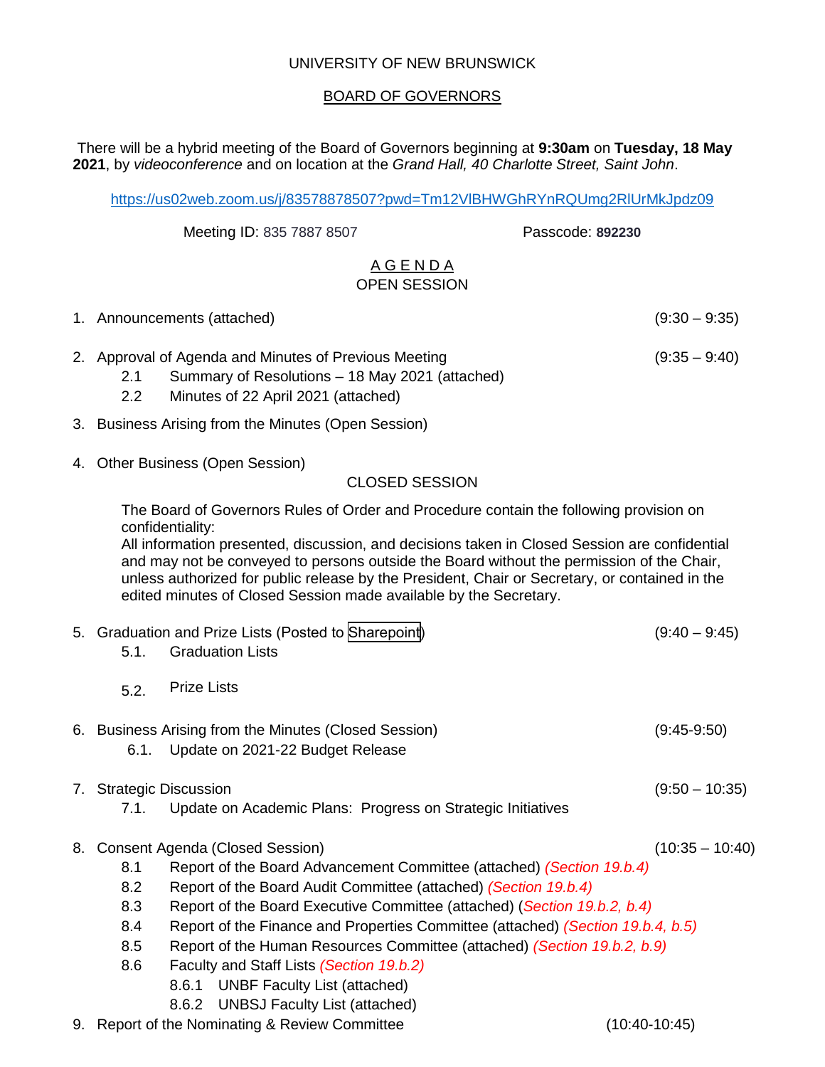UNIVERSITY OF NEW BRUNSWICK

BOARD OF GOVERNORS

There will be a hybrid meeting of the Board of Governors beginning at **9:30am** on **Tuesday, 18 May 2021**, by *videoconference* and on location at the *Grand Hall, 40 Charlotte Street, Saint John*.

https://us02web.zoom.us/j/83578878507?pwd=Tm12VlBHWGhRYnRQUmg2RlUrMkJpdz09

Meeting ID: 835 7887 8507 Passcode: **892230**

## A G E N D A

### OPEN SESSION

1. Announcements (attached) (9:30 – 9:35)

2. Approval of Agenda and Minutes of Previous Meeting (9:35 – 9:40)
   - 2.1 Summary of Resolutions – 18 May 2021 (attached)
   - 2.2 Minutes of 22 April 2021 (attached)

3. Business Arising from the Minutes (Open Session)

4. Other Business (Open Session)

### CLOSED SESSION

The Board of Governors Rules of Order and Procedure contain the following provision on confidentiality:
All information presented, discussion, and decisions taken in Closed Session are confidential and may not be conveyed to persons outside the Board without the permission of the Chair, unless authorized for public release by the President, Chair or Secretary, or contained in the edited minutes of Closed Session made available by the Secretary.

5. Graduation and Prize Lists (Posted to Sharepoint) (9:40 – 9:45)
   - 5.1. Graduation Lists
   - 5.2. Prize Lists

6. Business Arising from the Minutes (Closed Session) (9:45-9:50)
   - 6.1. Update on 2021-22 Budget Release

7. Strategic Discussion (9:50 – 10:35)
   - 7.1. Update on Academic Plans: Progress on Strategic Initiatives

8. Consent Agenda (Closed Session) (10:35 – 10:40)
   - 8.1 Report of the Board Advancement Committee (attached) *(Section 19.b.4)*
   - 8.2 Report of the Board Audit Committee (attached) *(Section 19.b.4)*
   - 8.3 Report of the Board Executive Committee (attached) (*Section 19.b.2, b.4)*
   - 8.4 Report of the Finance and Properties Committee (attached) *(Section 19.b.4, b.5)*
   - 8.5 Report of the Human Resources Committee (attached) *(Section 19.b.2, b.9)*
   - 8.6 Faculty and Staff Lists *(Section 19.b.2)*
     - 8.6.1 UNBF Faculty List (attached)
     - 8.6.2 UNBSJ Faculty List (attached)

9. Report of the Nominating & Review Committee (10:40-10:45)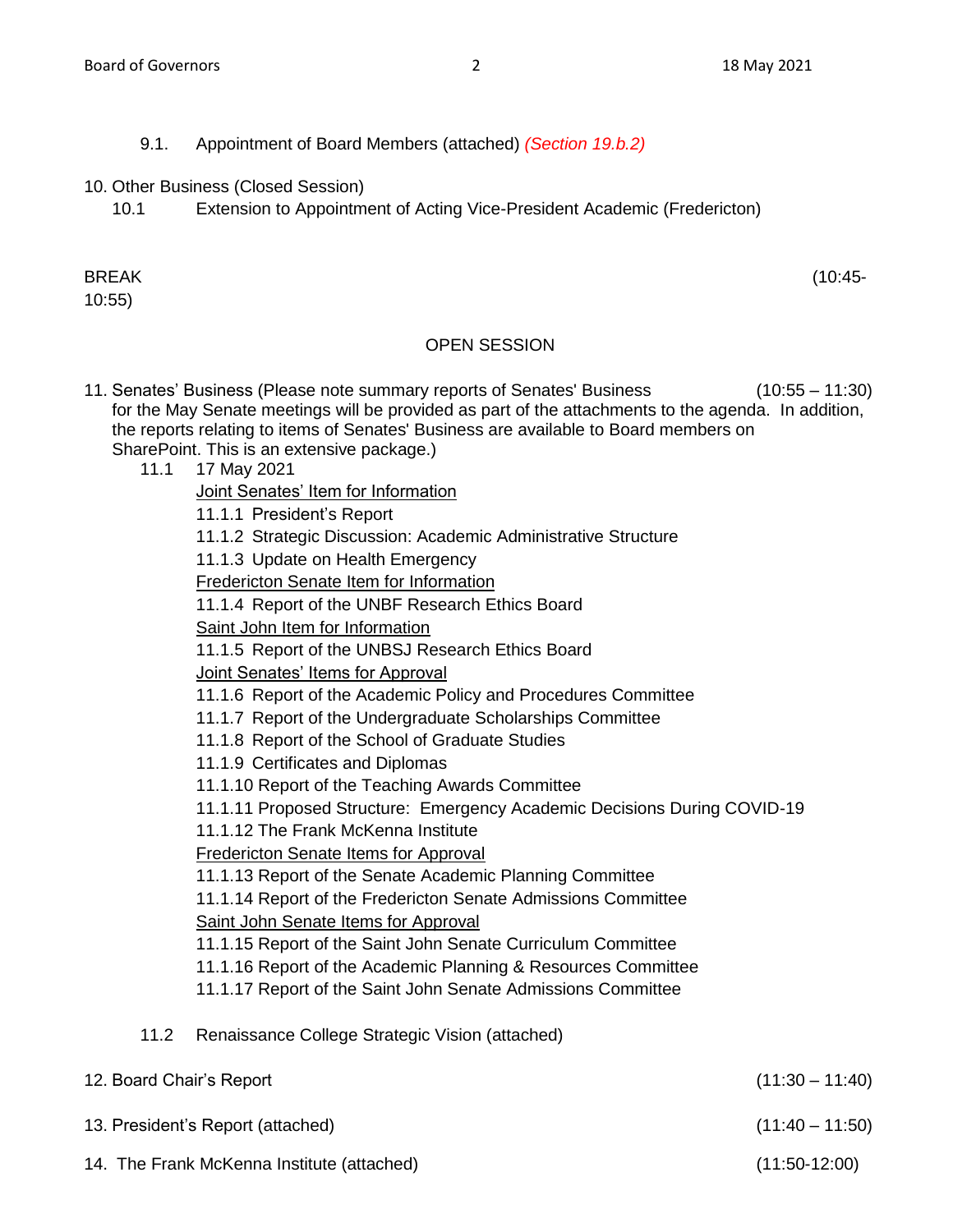9.1. Appointment of Board Members (attached) *(Section 19.b.2)*

10. Other Business (Closed Session)

    10.1 Extension to Appointment of Acting Vice-President Academic (Fredericton)

BREAK (10:45-10:55)

OPEN SESSION

11. Senates' Business (Please note summary reports of Senates' Business for the May Senate meetings will be provided as part of the attachments to the agenda. In addition, the reports relating to items of Senates' Business are available to Board members on SharePoint. This is an extensive package.) (10:55 – 11:30)

    11.1 17 May 2021

    Joint Senates' Item for Information

    11.1.1 President's Report

    11.1.2 Strategic Discussion: Academic Administrative Structure

    11.1.3 Update on Health Emergency

    Fredericton Senate Item for Information

    11.1.4 Report of the UNBF Research Ethics Board

    Saint John Item for Information

    11.1.5 Report of the UNBSJ Research Ethics Board

    Joint Senates' Items for Approval

    11.1.6 Report of the Academic Policy and Procedures Committee

    11.1.7 Report of the Undergraduate Scholarships Committee

    11.1.8 Report of the School of Graduate Studies

    11.1.9 Certificates and Diplomas

    11.1.10 Report of the Teaching Awards Committee

    11.1.11 Proposed Structure: Emergency Academic Decisions During COVID-19

    11.1.12 The Frank McKenna Institute

    Fredericton Senate Items for Approval

    11.1.13 Report of the Senate Academic Planning Committee

    11.1.14 Report of the Fredericton Senate Admissions Committee

    Saint John Senate Items for Approval

    11.1.15 Report of the Saint John Senate Curriculum Committee

    11.1.16 Report of the Academic Planning & Resources Committee

    11.1.17 Report of the Saint John Senate Admissions Committee

    11.2 Renaissance College Strategic Vision (attached)

12. Board Chair's Report (11:30 – 11:40)

13. President's Report (attached) (11:40 – 11:50)

14. The Frank McKenna Institute (attached) (11:50-12:00)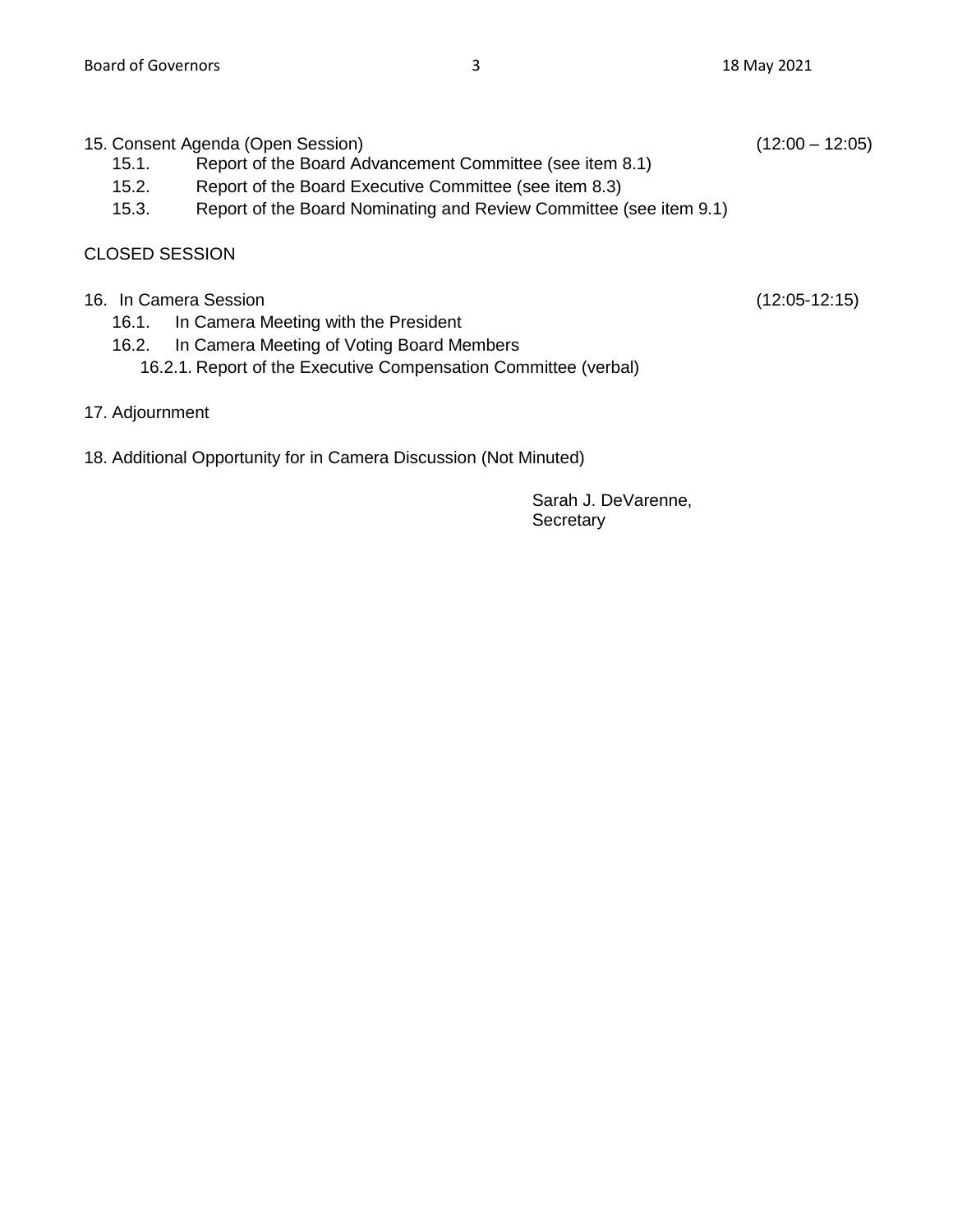15. Consent Agenda (Open Session) (12:00 – 12:05)
    - 15.1. Report of the Board Advancement Committee (see item 8.1)
    - 15.2. Report of the Board Executive Committee (see item 8.3)
    - 15.3. Report of the Board Nominating and Review Committee (see item 9.1)

CLOSED SESSION

16. In Camera Session (12:05-12:15)
    - 16.1. In Camera Meeting with the President
    - 16.2. In Camera Meeting of Voting Board Members
        - 16.2.1. Report of the Executive Compensation Committee (verbal)

17. Adjournment

18. Additional Opportunity for in Camera Discussion (Not Minuted)

Sarah J. DeVarenne,
Secretary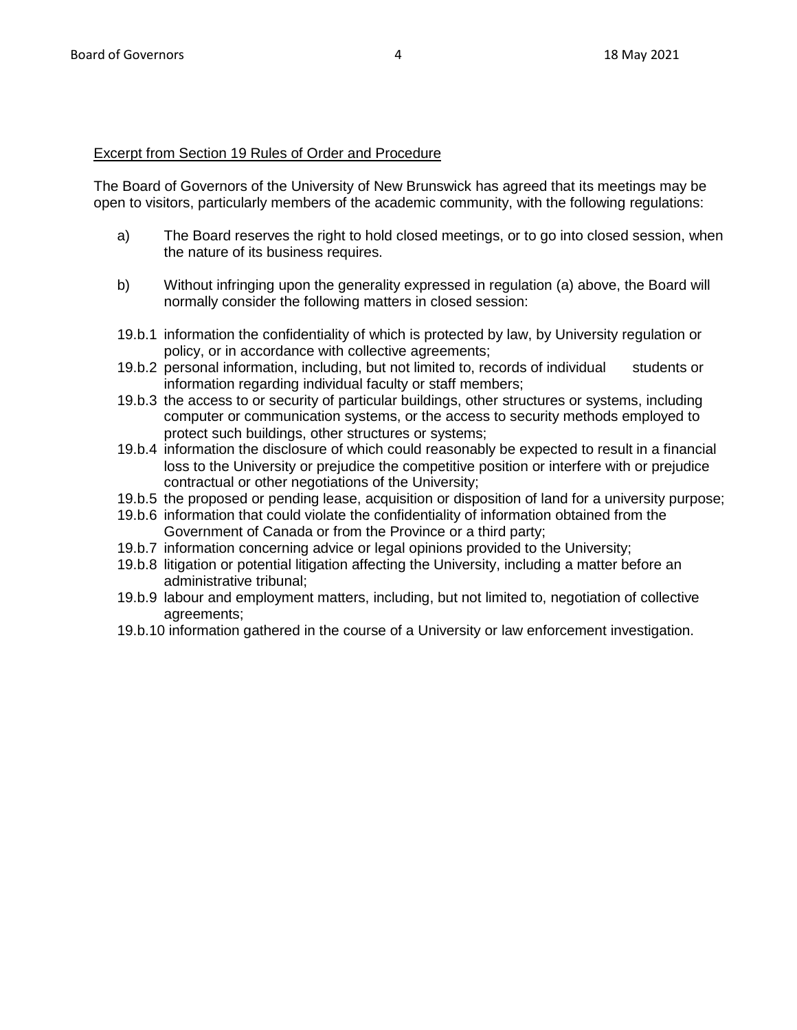Excerpt from Section 19 Rules of Order and Procedure

The Board of Governors of the University of New Brunswick has agreed that its meetings may be open to visitors, particularly members of the academic community, with the following regulations:

a) The Board reserves the right to hold closed meetings, or to go into closed session, when the nature of its business requires.

b) Without infringing upon the generality expressed in regulation (a) above, the Board will normally consider the following matters in closed session:

19.b.1 information the confidentiality of which is protected by law, by University regulation or policy, or in accordance with collective agreements;
19.b.2 personal information, including, but not limited to, records of individual students or information regarding individual faculty or staff members;
19.b.3 the access to or security of particular buildings, other structures or systems, including computer or communication systems, or the access to security methods employed to protect such buildings, other structures or systems;
19.b.4 information the disclosure of which could reasonably be expected to result in a financial loss to the University or prejudice the competitive position or interfere with or prejudice contractual or other negotiations of the University;
19.b.5 the proposed or pending lease, acquisition or disposition of land for a university purpose;
19.b.6 information that could violate the confidentiality of information obtained from the Government of Canada or from the Province or a third party;
19.b.7 information concerning advice or legal opinions provided to the University;
19.b.8 litigation or potential litigation affecting the University, including a matter before an administrative tribunal;
19.b.9 labour and employment matters, including, but not limited to, negotiation of collective agreements;
19.b.10 information gathered in the course of a University or law enforcement investigation.